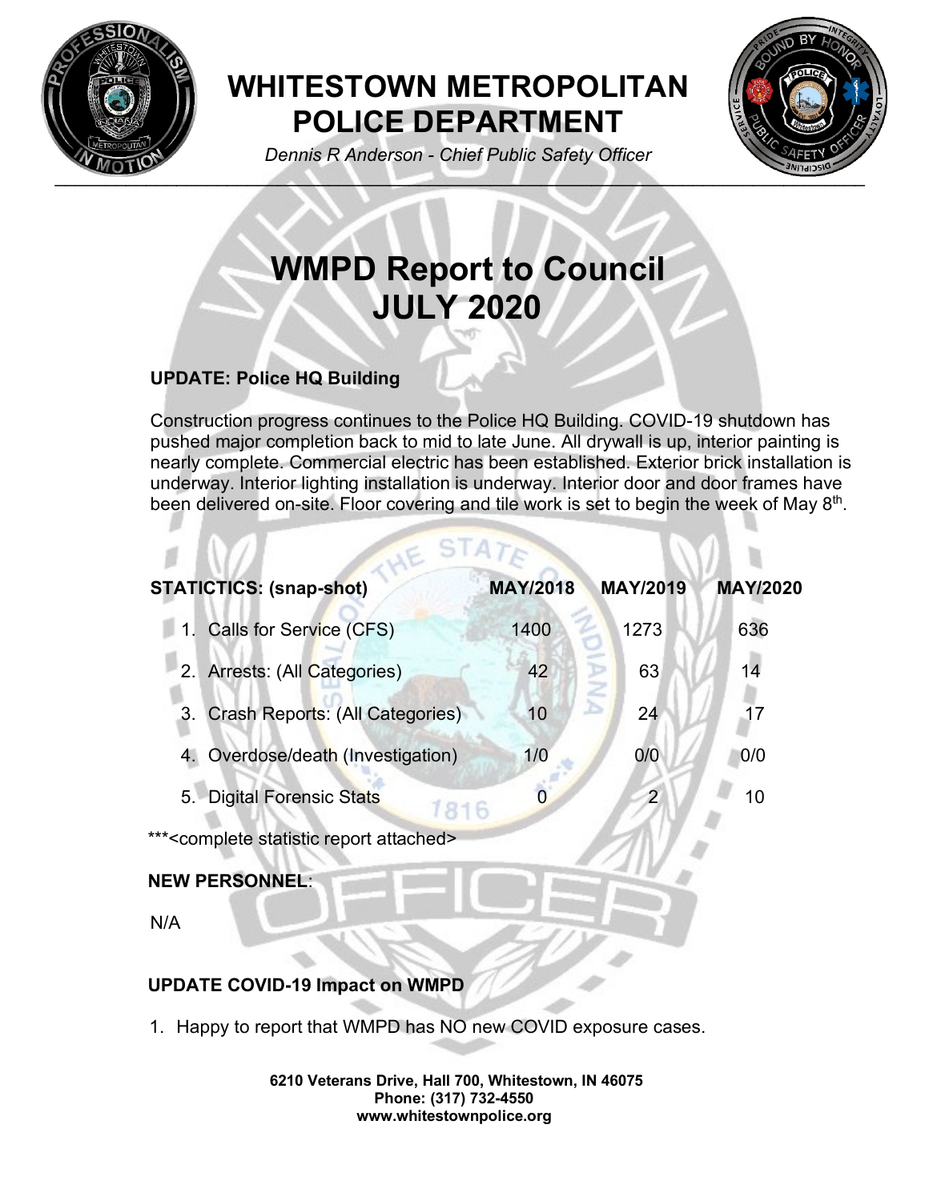# WHITESTOWN METROPOLITAN POLICE DEPARTMENT

*Dennis R Anderson - Chief Public Safety Officer*

# WMPD Report to Council JULY 2020

### UPDATE: Police HQ Building

Construction progress continues to the Police HQ Building. COVID-19 shutdown has pushed major completion back to mid to late June. All drywall is up, interior painting is nearly complete. Commercial electric has been established. Exterior brick installation is underway. Interior lighting installation is underway. Interior door and door frames have been delivered on-site. Floor covering and tile work is set to begin the week of May 8th.

| STATICTICS: (snap-shot) | MAY/2018 | MAY/2019 | MAY/2020 |
|---|---|---|---|
| 1. Calls for Service (CFS) | 1400 | 1273 | 636 |
| 2. Arrests: (All Categories) | 42 | 63 | 14 |
| 3. Crash Reports: (All Categories) | 10 | 24 | 17 |
| 4. Overdose/death (Investigation) | 1/0 | 0/0 | 0/0 |
| 5. Digital Forensic Stats | 0 | 2 | 10 |

***<complete statistic report attached>

**NEW PERSONNEL**:

N/A

### UPDATE COVID-19 Impact on WMPD

1. Happy to report that WMPD has NO new COVID exposure cases.

**6210 Veterans Drive, Hall 700, Whitestown, IN 46075**
**Phone: (317) 732-4550**
**www.whitestownpolice.org**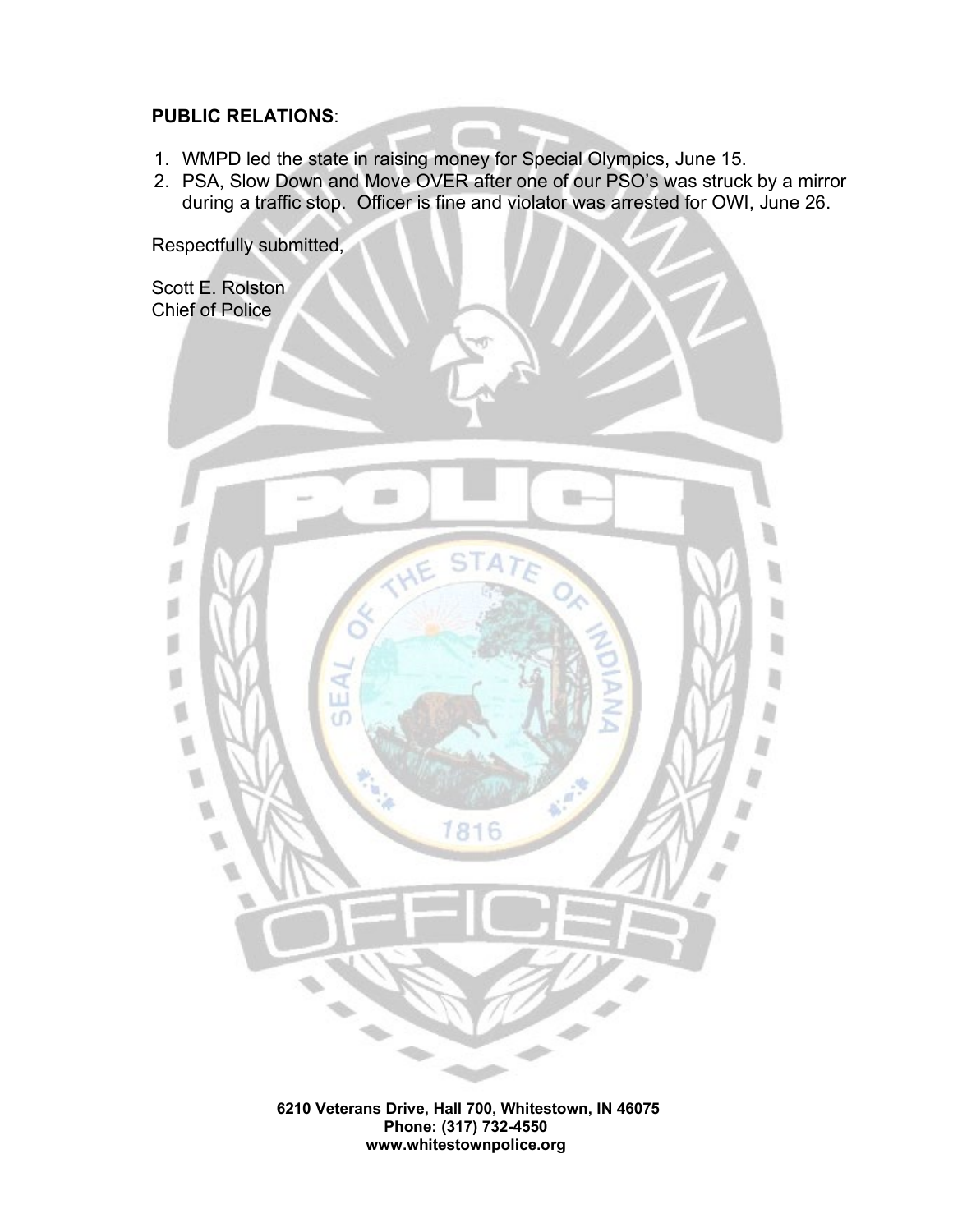**PUBLIC RELATIONS**:

1. WMPD led the state in raising money for Special Olympics, June 15.
2. PSA, Slow Down and Move OVER after one of our PSO's was struck by a mirror during a traffic stop. Officer is fine and violator was arrested for OWI, June 26.

Respectfully submitted,

Scott E. Rolston
Chief of Police

**6210 Veterans Drive, Hall 700, Whitestown, IN 46075**
**Phone: (317) 732-4550**
**www.whitestownpolice.org**